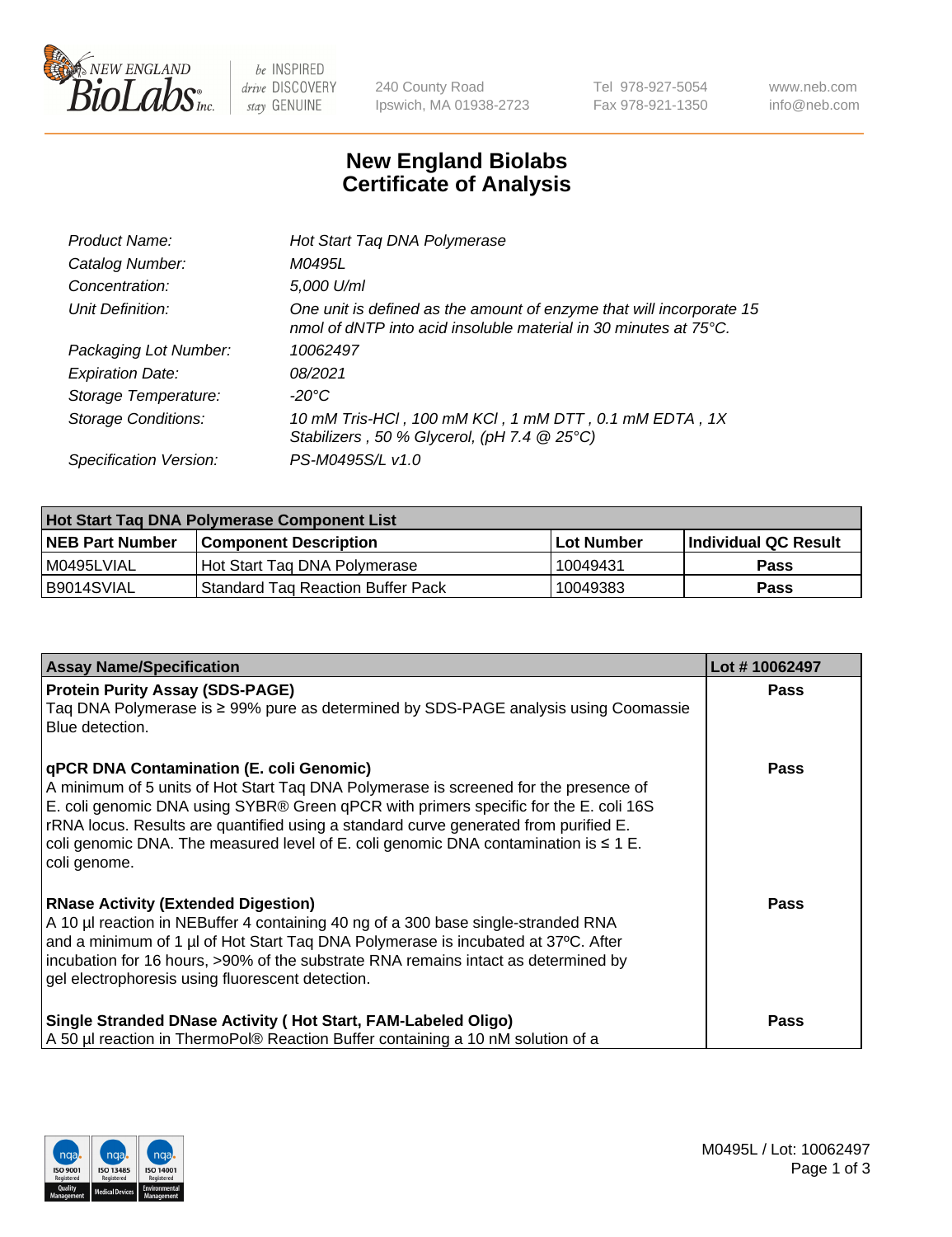# New England Biolabs Certificate of Analysis

| | |
|---|---|
| *Product Name:* | *Hot Start Taq DNA Polymerase* |
| *Catalog Number:* | *M0495L* |
| *Concentration:* | *5,000 U/ml* |
| *Unit Definition:* | *One unit is defined as the amount of enzyme that will incorporate 15 nmol of dNTP into acid insoluble material in 30 minutes at 75°C.* |
| *Packaging Lot Number:* | *10062497* |
| *Expiration Date:* | *08/2021* |
| *Storage Temperature:* | *-20°C* |
| *Storage Conditions:* | *10 mM Tris-HCl , 100 mM KCl , 1 mM DTT , 0.1 mM EDTA , 1X Stabilizers , 50 % Glycerol, (pH 7.4 @ 25°C)* |
| *Specification Version:* | *PS-M0495S/L v1.0* |

| **Hot Start Taq DNA Polymerase Component List** | | | |
|---|---|---|---|
| **NEB Part Number** | **Component Description** | **Lot Number** | **Individual QC Result** |
| M0495LVIAL | Hot Start Taq DNA Polymerase | 10049431 | **Pass** |
| B9014SVIAL | Standard Taq Reaction Buffer Pack | 10049383 | **Pass** |

| **Assay Name/Specification** | **Lot # 10062497** |
|---|---|
| **Protein Purity Assay (SDS-PAGE)**<br>Taq DNA Polymerase is ≥ 99% pure as determined by SDS-PAGE analysis using Coomassie Blue detection. | **Pass** |
| **qPCR DNA Contamination (E. coli Genomic)**<br>A minimum of 5 units of Hot Start Taq DNA Polymerase is screened for the presence of E. coli genomic DNA using SYBR® Green qPCR with primers specific for the E. coli 16S rRNA locus. Results are quantified using a standard curve generated from purified E. coli genomic DNA. The measured level of E. coli genomic DNA contamination is ≤ 1 E. coli genome. | **Pass** |
| **RNase Activity (Extended Digestion)**<br>A 10 µl reaction in NEBuffer 4 containing 40 ng of a 300 base single-stranded RNA and a minimum of 1 µl of Hot Start Taq DNA Polymerase is incubated at 37ºC. After incubation for 16 hours, >90% of the substrate RNA remains intact as determined by gel electrophoresis using fluorescent detection. | **Pass** |
| **Single Stranded DNase Activity ( Hot Start, FAM-Labeled Oligo)**<br>A 50 µl reaction in ThermoPol® Reaction Buffer containing a 10 nM solution of a | **Pass** |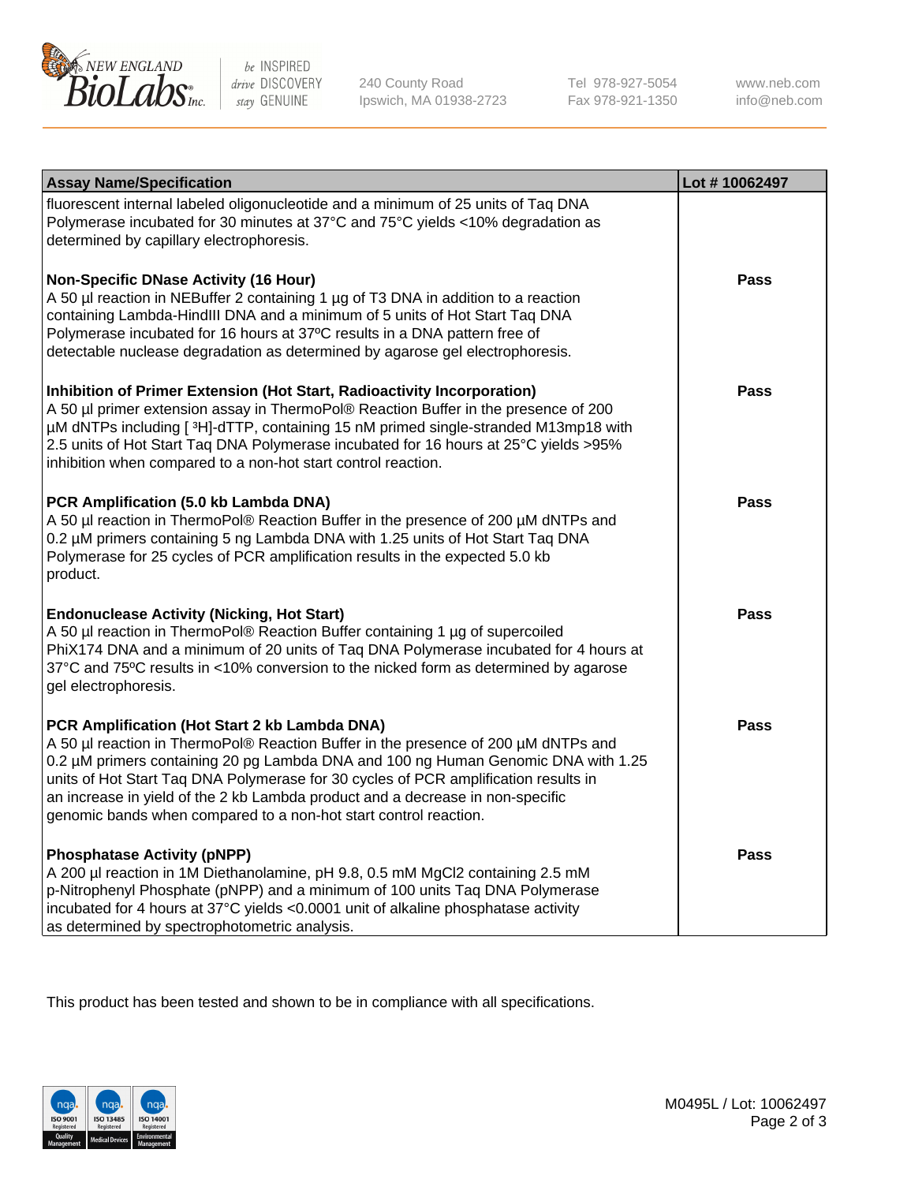| Assay Name/Specification | Lot # 10062497 |
|---|---|
| fluorescent internal labeled oligonucleotide and a minimum of 25 units of Taq DNA Polymerase incubated for 30 minutes at 37°C and 75°C yields <10% degradation as determined by capillary electrophoresis. | |
| **Non-Specific DNase Activity (16 Hour)**<br>A 50 µl reaction in NEBuffer 2 containing 1 µg of T3 DNA in addition to a reaction containing Lambda-HindIII DNA and a minimum of 5 units of Hot Start Taq DNA Polymerase incubated for 16 hours at 37ºC results in a DNA pattern free of detectable nuclease degradation as determined by agarose gel electrophoresis. | **Pass** |
| **Inhibition of Primer Extension (Hot Start, Radioactivity Incorporation)**<br>A 50 µl primer extension assay in ThermoPol® Reaction Buffer in the presence of 200 µM dNTPs including [ $^3$H]-dTTP, containing 15 nM primed single-stranded M13mp18 with 2.5 units of Hot Start Taq DNA Polymerase incubated for 16 hours at 25°C yields >95% inhibition when compared to a non-hot start control reaction. | **Pass** |
| **PCR Amplification (5.0 kb Lambda DNA)**<br>A 50 µl reaction in ThermoPol® Reaction Buffer in the presence of 200 µM dNTPs and 0.2 µM primers containing 5 ng Lambda DNA with 1.25 units of Hot Start Taq DNA Polymerase for 25 cycles of PCR amplification results in the expected 5.0 kb product. | **Pass** |
| **Endonuclease Activity (Nicking, Hot Start)**<br>A 50 µl reaction in ThermoPol® Reaction Buffer containing 1 µg of supercoiled PhiX174 DNA and a minimum of 20 units of Taq DNA Polymerase incubated for 4 hours at 37°C and 75ºC results in <10% conversion to the nicked form as determined by agarose gel electrophoresis. | **Pass** |
| **PCR Amplification (Hot Start 2 kb Lambda DNA)**<br>A 50 µl reaction in ThermoPol® Reaction Buffer in the presence of 200 µM dNTPs and 0.2 µM primers containing 20 pg Lambda DNA and 100 ng Human Genomic DNA with 1.25 units of Hot Start Taq DNA Polymerase for 30 cycles of PCR amplification results in an increase in yield of the 2 kb Lambda product and a decrease in non-specific genomic bands when compared to a non-hot start control reaction. | **Pass** |
| **Phosphatase Activity (pNPP)**<br>A 200 µl reaction in 1M Diethanolamine, pH 9.8, 0.5 mM $MgCl_2$ containing 2.5 mM p-Nitrophenyl Phosphate (pNPP) and a minimum of 100 units Taq DNA Polymerase incubated for 4 hours at 37°C yields <0.0001 unit of alkaline phosphatase activity as determined by spectrophotometric analysis. | **Pass** |

This product has been tested and shown to be in compliance with all specifications.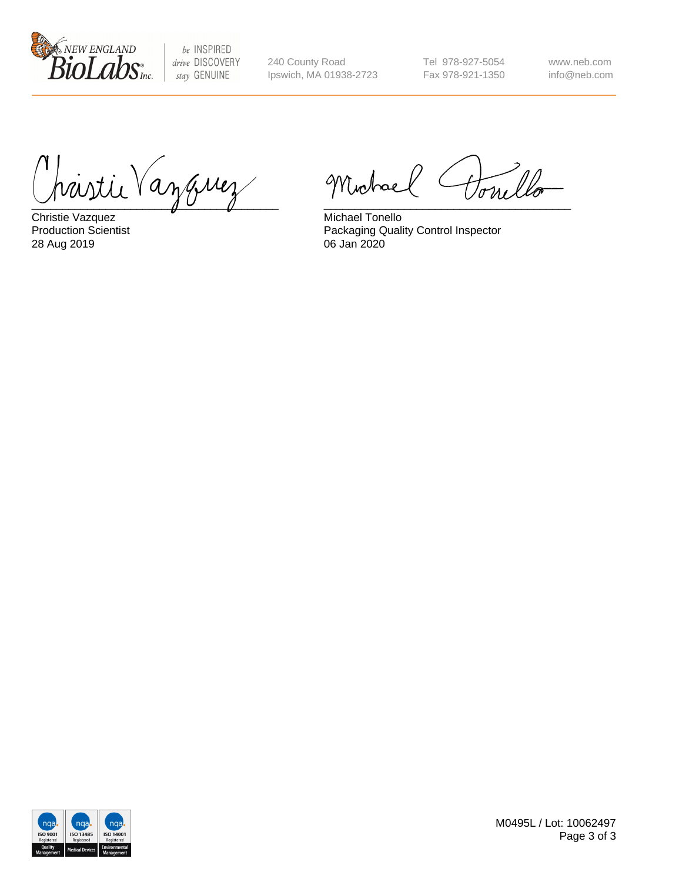Christie Vazquez
Production Scientist
28 Aug 2019

Michael Tonello
Packaging Quality Control Inspector
06 Jan 2020

M0495L / Lot: 10062497